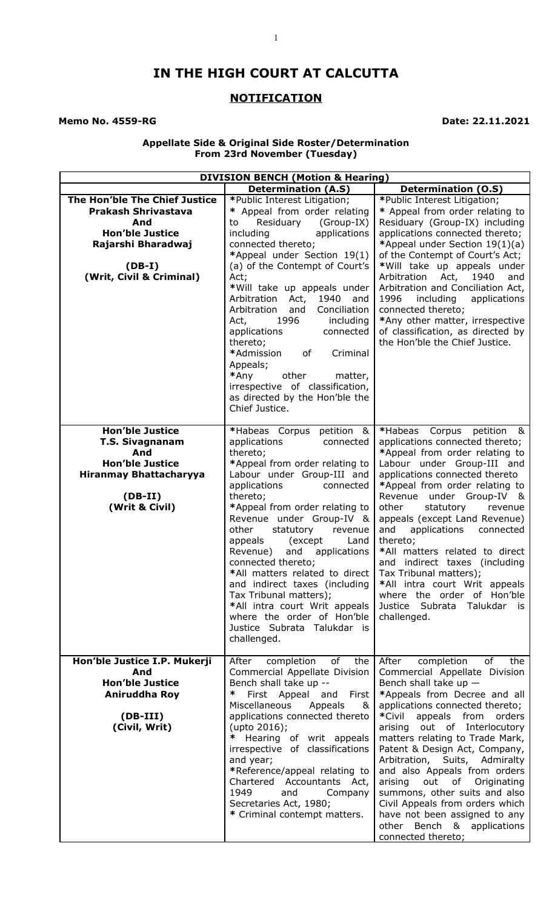# IN THE HIGH COURT AT CALCUTTA

## NOTIFICATION

**Memo No. 4559-RG** **Date: 22.11.2021**

**Appellate Side & Original Side Roster/Determination From 23rd November (Tuesday)**

| **DIVISION BENCH (Motion & Hearing)** | | |
|---|---|---|
| | **Determination (A.S)** | **Determination (O.S)** |
| **The Hon'ble The Chief Justice Prakash Shrivastava And Hon'ble Justice Rajarshi Bharadwaj (DB-I) (Writ, Civil & Criminal)** | *Public Interest Litigation;<br>* Appeal from order relating to Residuary (Group-IX) including applications connected thereto;<br>*Appeal under Section 19(1) (a) of the Contempt of Court's Act;<br>*Will take up appeals under Arbitration Act, 1940 and Arbitration and Conciliation Act, 1996 including applications connected thereto;<br>*Admission of Criminal Appeals;<br>*Any other matter, irrespective of classification, as directed by the Hon'ble the Chief Justice. | *Public Interest Litigation;<br>* Appeal from order relating to Residuary (Group-IX) including applications connected thereto;<br>*Appeal under Section 19(1)(a) of the Contempt of Court's Act;<br>*Will take up appeals under Arbitration Act, 1940 and Arbitration and Conciliation Act, 1996 including applications connected thereto;<br>*Any other matter, irrespective of classification, as directed by the Hon'ble the Chief Justice. |
| **Hon'ble Justice T.S. Sivagnanam And Hon'ble Justice Hiranmay Bhattacharyya (DB-II) (Writ & Civil)** | *Habeas Corpus petition & applications connected thereto;<br>*Appeal from order relating to Labour under Group-III and applications connected thereto;<br>*Appeal from order relating to Revenue under Group-IV & other statutory revenue appeals (except Land Revenue) and applications connected thereto;<br>*All matters related to direct and indirect taxes (including Tax Tribunal matters);<br>*All intra court Writ appeals where the order of Hon'ble Justice Subrata Talukdar is challenged. | *Habeas Corpus petition & applications connected thereto;<br>*Appeal from order relating to Labour under Group-III and applications connected thereto<br>*Appeal from order relating to Revenue under Group-IV & other statutory revenue appeals (except Land Revenue) and applications connected thereto;<br>*All matters related to direct and indirect taxes (including Tax Tribunal matters);<br>*All intra court Writ appeals where the order of Hon'ble Justice Subrata Talukdar is challenged. |
| **Hon'ble Justice I.P. Mukerji And Hon'ble Justice Aniruddha Roy (DB-III) (Civil, Writ)** | After completion of the Commercial Appellate Division Bench shall take up --<br>* First Appeal and First Miscellaneous Appeals & applications connected thereto (upto 2016);<br>* Hearing of writ appeals irrespective of classifications and year;<br>*Reference/appeal relating to Chartered Accountants Act, 1949 and Company Secretaries Act, 1980;<br>* Criminal contempt matters. | After completion of the Commercial Appellate Division Bench shall take up —<br>*Appeals from Decree and all applications connected thereto;<br>*Civil appeals from orders arising out of Interlocutory matters relating to Trade Mark, Patent & Design Act, Company, Arbitration, Suits, Admiralty and also Appeals from orders arising out of Originating summons, other suits and also Civil Appeals from orders which have not been assigned to any other Bench & applications connected thereto; |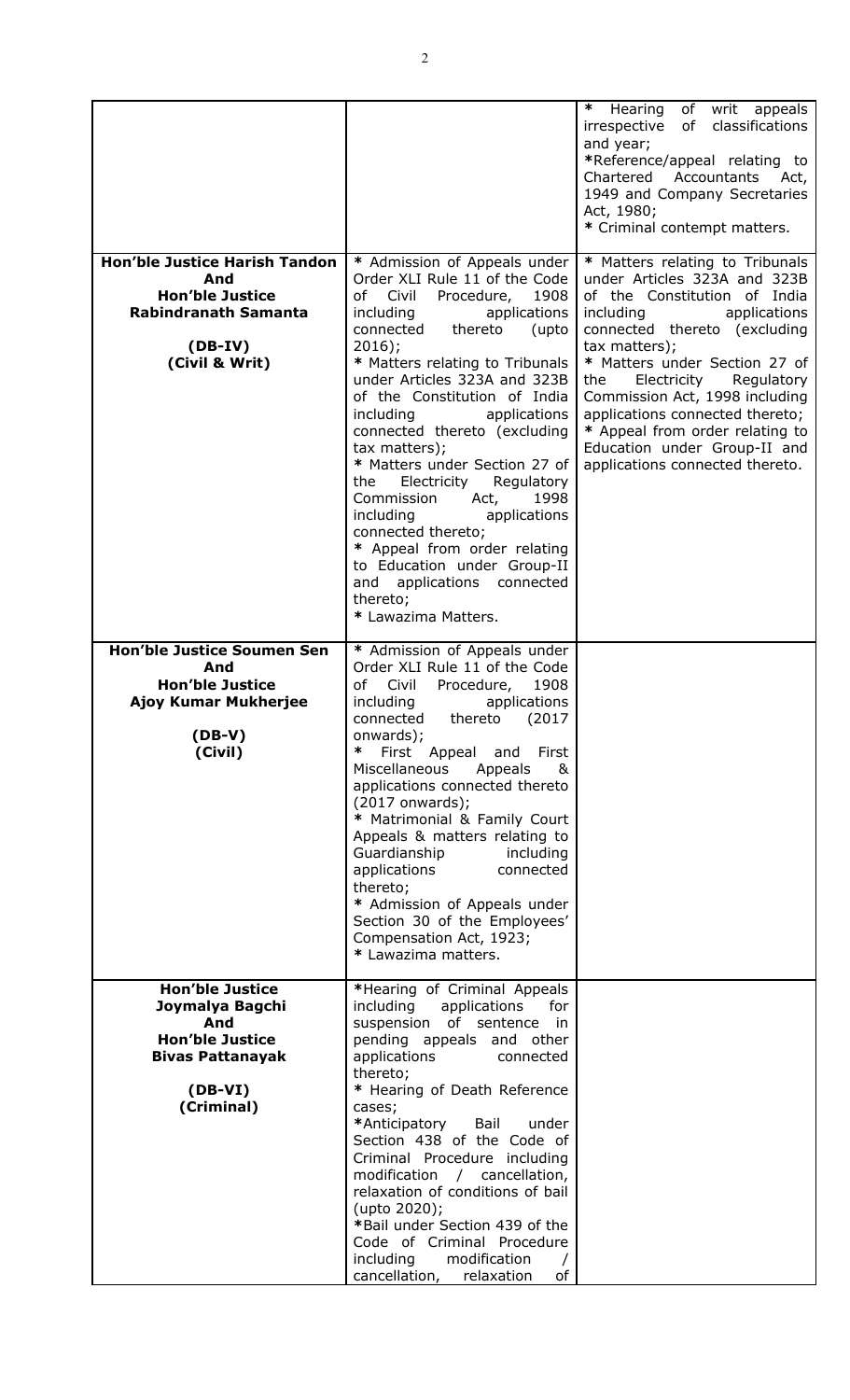| | | |
|---|---|---|
| | | * Hearing of writ appeals irrespective of classifications and year;<br>*Reference/appeal relating to Chartered Accountants Act, 1949 and Company Secretaries Act, 1980;<br>* Criminal contempt matters. |
| **Hon'ble Justice Harish Tandon And Hon'ble Justice Rabindranath Samanta**<br><br>**(DB-IV)**<br>**(Civil & Writ)** | * Admission of Appeals under Order XLI Rule 11 of the Code of Civil Procedure, 1908 including applications connected thereto (upto 2016);<br>* Matters relating to Tribunals under Articles 323A and 323B of the Constitution of India including applications connected thereto (excluding tax matters);<br>* Matters under Section 27 of the Electricity Regulatory Commission Act, 1998 including applications connected thereto;<br>* Appeal from order relating to Education under Group-II and applications connected thereto;<br>* Lawazima Matters. | * Matters relating to Tribunals under Articles 323A and 323B of the Constitution of India including applications connected thereto (excluding tax matters);<br>* Matters under Section 27 of the Electricity Regulatory Commission Act, 1998 including applications connected thereto;<br>* Appeal from order relating to Education under Group-II and applications connected thereto. |
| **Hon'ble Justice Soumen Sen And Hon'ble Justice Ajoy Kumar Mukherjee**<br><br>**(DB-V)**<br>**(Civil)** | * Admission of Appeals under Order XLI Rule 11 of the Code of Civil Procedure, 1908 including applications connected thereto (2017 onwards);<br>* First Appeal and First Miscellaneous Appeals & applications connected thereto (2017 onwards);<br>* Matrimonial & Family Court Appeals & matters relating to Guardianship including applications connected thereto;<br>* Admission of Appeals under Section 30 of the Employees' Compensation Act, 1923;<br>* Lawazima matters. | |
| **Hon'ble Justice Joymalya Bagchi And Hon'ble Justice Bivas Pattanayak**<br><br>**(DB-VI)**<br>**(Criminal)** | *Hearing of Criminal Appeals including applications for suspension of sentence in pending appeals and other applications connected thereto;<br>* Hearing of Death Reference cases;<br>*Anticipatory Bail under Section 438 of the Code of Criminal Procedure including modification / cancellation, relaxation of conditions of bail (upto 2020);<br>*Bail under Section 439 of the Code of Criminal Procedure including modification / cancellation, relaxation of | |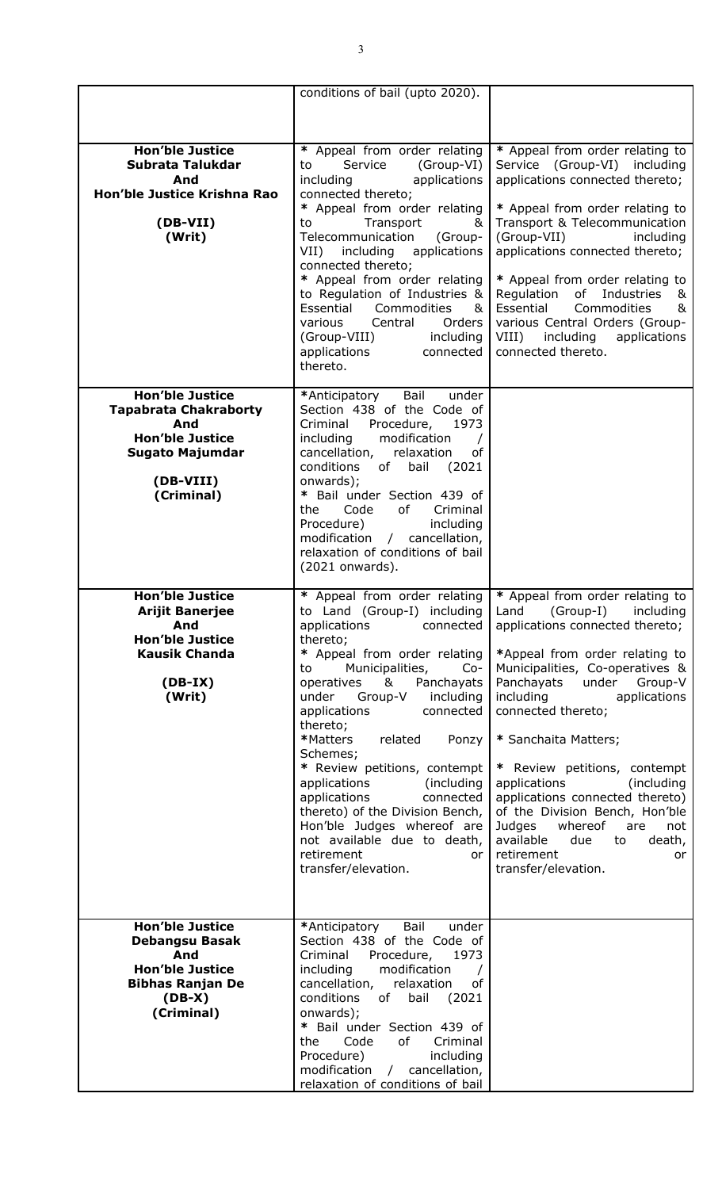| | | |
|---|---|---|
| | conditions of bail (upto 2020). | |
| **Hon'ble Justice Subrata Talukdar And Hon'ble Justice Krishna Rao**<br><br>**(DB-VII)**<br>**(Writ)** | * Appeal from order relating to Service (Group-VI) including applications connected thereto;<br>* Appeal from order relating to Transport & Telecommunication (Group-VII) including applications connected thereto;<br>* Appeal from order relating to Regulation of Industries & Essential Commodities & various Central Orders (Group-VIII) including applications connected thereto. | * Appeal from order relating to Service (Group-VI) including applications connected thereto;<br>* Appeal from order relating to Transport & Telecommunication (Group-VII) including applications connected thereto;<br>* Appeal from order relating to Regulation of Industries & Essential Commodities & various Central Orders (Group-VIII) including applications connected thereto. |
| **Hon'ble Justice Tapabrata Chakraborty And Hon'ble Justice Sugato Majumdar**<br><br>**(DB-VIII)**<br>**(Criminal)** | *Anticipatory Bail under Section 438 of the Code of Criminal Procedure, 1973 including modification / cancellation, relaxation of conditions of bail (2021 onwards);<br>* Bail under Section 439 of the Code of Criminal Procedure) including modification / cancellation, relaxation of conditions of bail (2021 onwards). | |
| **Hon'ble Justice Arijit Banerjee And Hon'ble Justice Kausik Chanda**<br><br>**(DB-IX)**<br>**(Writ)** | * Appeal from order relating to Land (Group-I) including applications connected thereto;<br>* Appeal from order relating to Municipalities, Co-operatives & Panchayats under Group-V including applications connected thereto;<br>*Matters related Ponzy Schemes;<br>* Review petitions, contempt applications (including applications connected thereto) of the Division Bench, Hon'ble Judges whereof are not available due to death, retirement or transfer/elevation. | * Appeal from order relating to Land (Group-I) including applications connected thereto;<br>*Appeal from order relating to Municipalities, Co-operatives & Panchayats under Group-V including applications connected thereto;<br>* Sanchaita Matters;<br>* Review petitions, contempt applications (including applications connected thereto) of the Division Bench, Hon'ble Judges whereof are not available due to death, retirement or transfer/elevation. |
| **Hon'ble Justice Debangsu Basak And Hon'ble Justice Bibhas Ranjan De**<br>**(DB-X)**<br>**(Criminal)** | *Anticipatory Bail under Section 438 of the Code of Criminal Procedure, 1973 including modification / cancellation, relaxation of conditions of bail (2021 onwards);<br>* Bail under Section 439 of the Code of Criminal Procedure) including modification / cancellation, relaxation of conditions of bail | |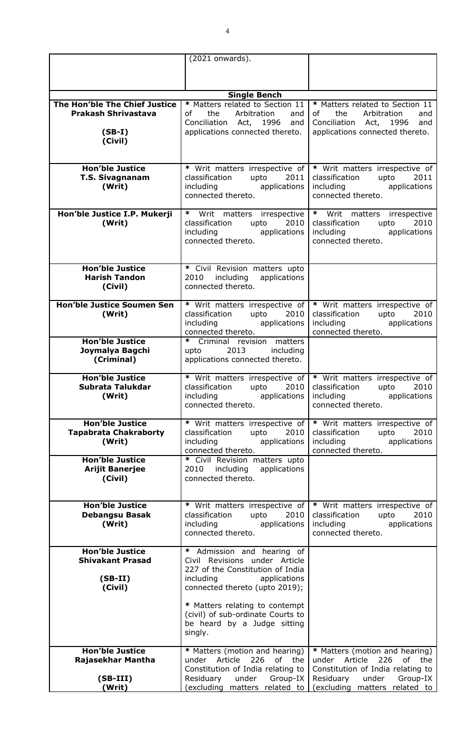| | | |
|---|---|---|
| | (2021 onwards). | |
| **Single Bench** | | |
| **The Hon'ble The Chief Justice Prakash Shrivastava**<br><br>**(SB-I)**<br>**(Civil)** | * Matters related to Section 11 of the Arbitration and Conciliation Act, 1996 and applications connected thereto. | * Matters related to Section 11 of the Arbitration and Conciliation Act, 1996 and applications connected thereto. |
| **Hon'ble Justice T.S. Sivagnanam**<br>**(Writ)** | * Writ matters irrespective of classification upto 2011 including applications connected thereto. | * Writ matters irrespective of classification upto 2011 including applications connected thereto. |
| **Hon'ble Justice I.P. Mukerji**<br>**(Writ)** | * Writ matters irrespective classification upto 2010 including applications connected thereto. | * Writ matters irrespective classification upto 2010 including applications connected thereto. |
| **Hon'ble Justice Harish Tandon**<br>**(Civil)** | * Civil Revision matters upto 2010 including applications connected thereto. | |
| **Hon'ble Justice Soumen Sen**<br>**(Writ)** | * Writ matters irrespective of classification upto 2010 including applications connected thereto. | * Writ matters irrespective of classification upto 2010 including applications connected thereto. |
| **Hon'ble Justice Joymalya Bagchi**<br>**(Criminal)** | * Criminal revision matters upto 2013 including applications connected thereto. | |
| **Hon'ble Justice Subrata Talukdar**<br>**(Writ)** | * Writ matters irrespective of classification upto 2010 including applications connected thereto. | * Writ matters irrespective of classification upto 2010 including applications connected thereto. |
| **Hon'ble Justice Tapabrata Chakraborty**<br>**(Writ)** | * Writ matters irrespective of classification upto 2010 including applications connected thereto. | * Writ matters irrespective of classification upto 2010 including applications connected thereto. |
| **Hon'ble Justice Arijit Banerjee**<br>**(Civil)** | * Civil Revision matters upto 2010 including applications connected thereto. | |
| **Hon'ble Justice Debangsu Basak**<br>**(Writ)** | * Writ matters irrespective of classification upto 2010 including applications connected thereto. | * Writ matters irrespective of classification upto 2010 including applications connected thereto. |
| **Hon'ble Justice Shivakant Prasad**<br><br>**(SB-II)**<br>**(Civil)** | * Admission and hearing of Civil Revisions under Article 227 of the Constitution of India including applications connected thereto (upto 2019);<br><br>* Matters relating to contempt (civil) of sub-ordinate Courts to be heard by a Judge sitting singly. | |
| **Hon'ble Justice Rajasekhar Mantha**<br><br>**(SB-III)**<br>**(Writ)** | * Matters (motion and hearing) under Article 226 of the Constitution of India relating to Residuary under Group-IX (excluding matters related to | * Matters (motion and hearing) under Article 226 of the Constitution of India relating to Residuary under Group-IX (excluding matters related to |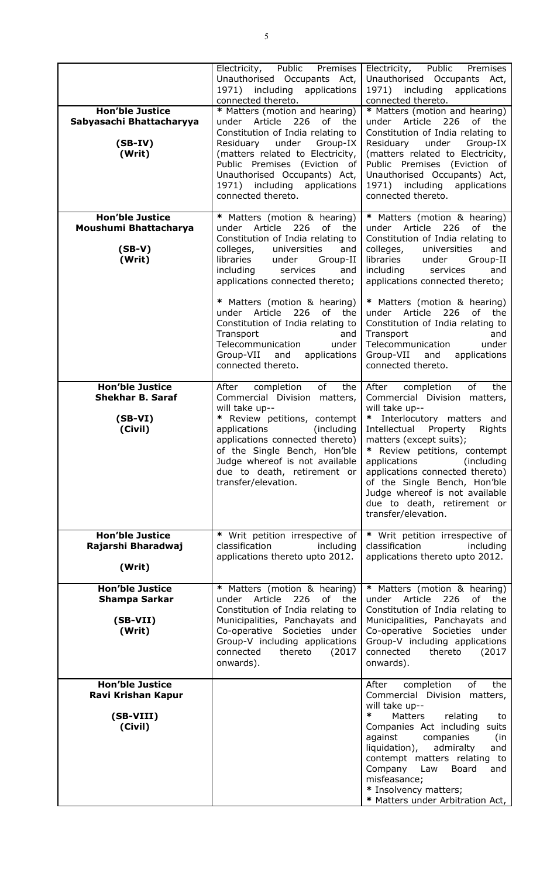| | | |
|---|---|---|
| | Electricity, Public Premises Unauthorised Occupants Act, 1971) including applications connected thereto. | Electricity, Public Premises Unauthorised Occupants Act, 1971) including applications connected thereto. |
| **Hon'ble Justice Sabyasachi Bhattacharyya**<br><br>**(SB-IV)**<br>**(Writ)** | * Matters (motion and hearing) under Article 226 of the Constitution of India relating to Residuary under Group-IX (matters related to Electricity, Public Premises (Eviction of Unauthorised Occupants) Act, 1971) including applications connected thereto. | * Matters (motion and hearing) under Article 226 of the Constitution of India relating to Residuary under Group-IX (matters related to Electricity, Public Premises (Eviction of Unauthorised Occupants) Act, 1971) including applications connected thereto. |
| **Hon'ble Justice Moushumi Bhattacharya**<br><br>**(SB-V)**<br>**(Writ)** | * Matters (motion & hearing) under Article 226 of the Constitution of India relating to colleges, universities and libraries under Group-II including services and applications connected thereto;<br><br>* Matters (motion & hearing) under Article 226 of the Constitution of India relating to Transport and Telecommunication under Group-VII and applications connected thereto. | * Matters (motion & hearing) under Article 226 of the Constitution of India relating to colleges, universities and libraries under Group-II including services and applications connected thereto;<br><br>* Matters (motion & hearing) under Article 226 of the Constitution of India relating to Transport and Telecommunication under Group-VII and applications connected thereto. |
| **Hon'ble Justice Shekhar B. Saraf**<br><br>**(SB-VI)**<br>**(Civil)** | After completion of the Commercial Division matters, will take up--<br>* Review petitions, contempt applications (including applications connected thereto) of the Single Bench, Hon'ble Judge whereof is not available due to death, retirement or transfer/elevation. | After completion of the Commercial Division matters, will take up--<br>* Interlocutory matters and Intellectual Property Rights matters (except suits);<br>* Review petitions, contempt applications (including applications connected thereto) of the Single Bench, Hon'ble Judge whereof is not available due to death, retirement or transfer/elevation. |
| **Hon'ble Justice Rajarshi Bharadwaj**<br><br>**(Writ)** | * Writ petition irrespective of classification including applications thereto upto 2012. | * Writ petition irrespective of classification including applications thereto upto 2012. |
| **Hon'ble Justice Shampa Sarkar**<br><br>**(SB-VII)**<br>**(Writ)** | * Matters (motion & hearing) under Article 226 of the Constitution of India relating to Municipalities, Panchayats and Co-operative Societies under Group-V including applications connected thereto (2017 onwards). | * Matters (motion & hearing) under Article 226 of the Constitution of India relating to Municipalities, Panchayats and Co-operative Societies under Group-V including applications connected thereto (2017 onwards). |
| **Hon'ble Justice Ravi Krishan Kapur**<br><br>**(SB-VIII)**<br>**(Civil)** | | After completion of the Commercial Division matters, will take up--<br>* Matters relating to Companies Act including suits against companies (in liquidation), admiralty and contempt matters relating to Company Law Board and misfeasance;<br>* Insolvency matters;<br>* Matters under Arbitration Act, |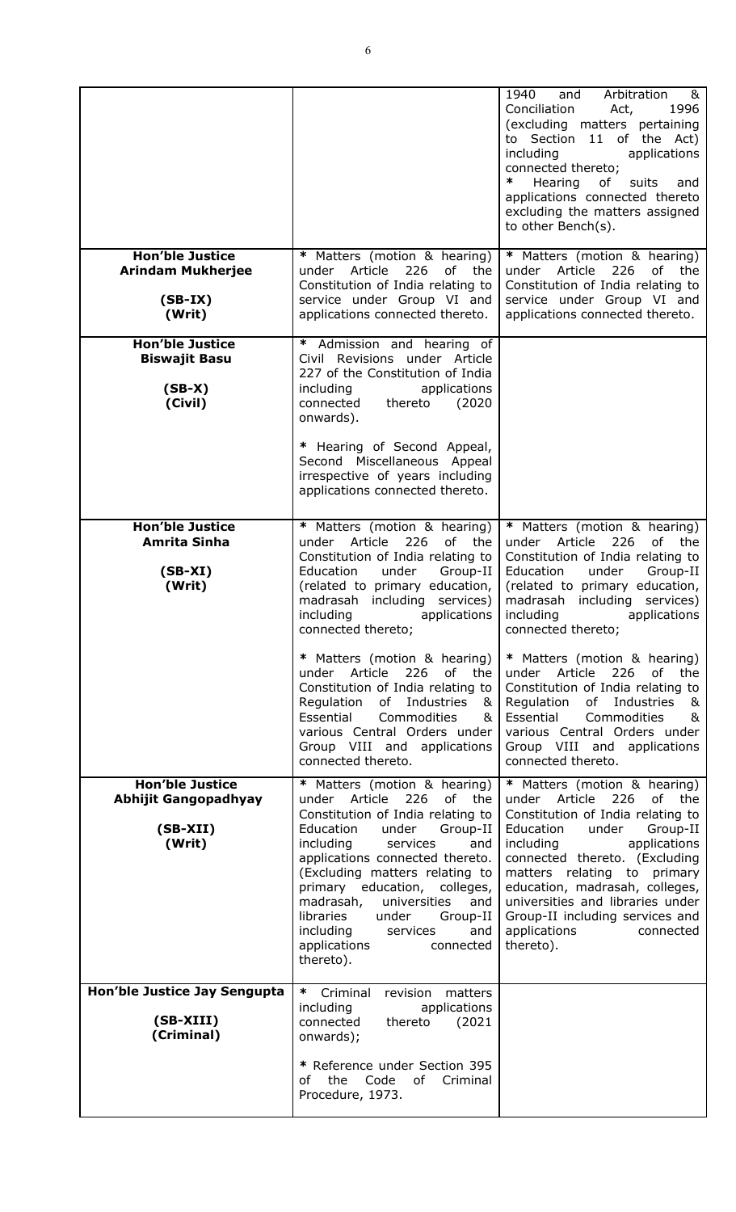| | | |
|---|---|---|
| | | 1940 and Arbitration & Conciliation Act, 1996 (excluding matters pertaining to Section 11 of the Act) including applications connected thereto;<br><br>* Hearing of suits and applications connected thereto excluding the matters assigned to other Bench(s). |
| **Hon'ble Justice Arindam Mukherjee**<br><br>**(SB-IX)**<br>**(Writ)** | * Matters (motion & hearing) under Article 226 of the Constitution of India relating to service under Group VI and applications connected thereto. | * Matters (motion & hearing) under Article 226 of the Constitution of India relating to service under Group VI and applications connected thereto. |
| **Hon'ble Justice Biswajit Basu**<br><br>**(SB-X)**<br>**(Civil)** | * Admission and hearing of Civil Revisions under Article 227 of the Constitution of India including applications connected thereto (2020 onwards).<br><br>* Hearing of Second Appeal, Second Miscellaneous Appeal irrespective of years including applications connected thereto. | |
| **Hon'ble Justice Amrita Sinha**<br><br>**(SB-XI)**<br>**(Writ)** | * Matters (motion & hearing) under Article 226 of the Constitution of India relating to Education under Group-II (related to primary education, madrasah including services) including applications connected thereto;<br><br>* Matters (motion & hearing) under Article 226 of the Constitution of India relating to Regulation of Industries & Essential Commodities & various Central Orders under Group VIII and applications connected thereto. | * Matters (motion & hearing) under Article 226 of the Constitution of India relating to Education under Group-II (related to primary education, madrasah including services) including applications connected thereto;<br><br>* Matters (motion & hearing) under Article 226 of the Constitution of India relating to Regulation of Industries & Essential Commodities & various Central Orders under Group VIII and applications connected thereto. |
| **Hon'ble Justice Abhijit Gangopadhyay**<br><br>**(SB-XII)**<br>**(Writ)** | * Matters (motion & hearing) under Article 226 of the Constitution of India relating to Education under Group-II including services and applications connected thereto. (Excluding matters relating to primary education, colleges, madrasah, universities and libraries under Group-II including services and applications connected thereto). | * Matters (motion & hearing) under Article 226 of the Constitution of India relating to Education under Group-II including applications connected thereto. (Excluding matters relating to primary education, madrasah, colleges, universities and libraries under Group-II including services and applications connected thereto). |
| **Hon'ble Justice Jay Sengupta**<br><br>**(SB-XIII)**<br>**(Criminal)** | * Criminal revision matters including applications connected thereto (2021 onwards);<br><br>* Reference under Section 395 of the Code of Criminal Procedure, 1973. | |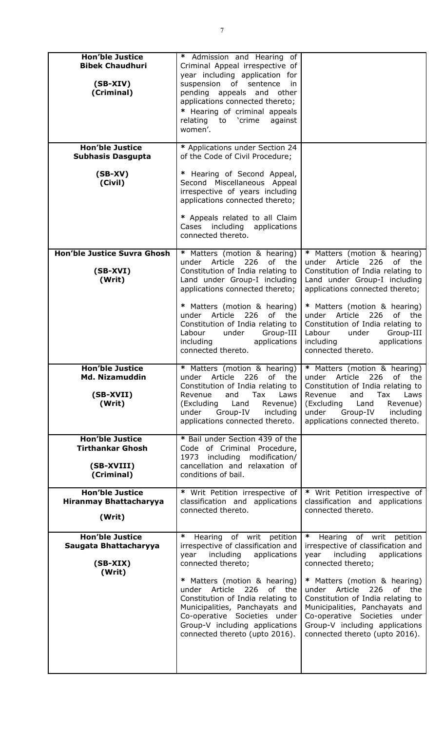| | | |
|---|---|---|
| **Hon'ble Justice Bibek Chaudhuri**<br><br>**(SB-XIV)**<br>**(Criminal)** | * Admission and Hearing of Criminal Appeal irrespective of year including application for suspension of sentence in pending appeals and other applications connected thereto;<br>* Hearing of criminal appeals relating to 'crime against women'. | |
| **Hon'ble Justice Subhasis Dasgupta**<br><br>**(SB-XV)**<br>**(Civil)** | * Applications under Section 24 of the Code of Civil Procedure;<br><br>* Hearing of Second Appeal, Second Miscellaneous Appeal irrespective of years including applications connected thereto;<br><br>* Appeals related to all Claim Cases including applications connected thereto. | |
| **Hon'ble Justice Suvra Ghosh**<br><br>**(SB-XVI)**<br>**(Writ)** | * Matters (motion & hearing) under Article 226 of the Constitution of India relating to Land under Group-I including applications connected thereto;<br><br>* Matters (motion & hearing) under Article 226 of the Constitution of India relating to Labour under Group-III including applications connected thereto. | * Matters (motion & hearing) under Article 226 of the Constitution of India relating to Land under Group-I including applications connected thereto;<br><br>* Matters (motion & hearing) under Article 226 of the Constitution of India relating to Labour under Group-III including applications connected thereto. |
| **Hon'ble Justice Md. Nizamuddin**<br><br>**(SB-XVII)**<br>**(Writ)** | * Matters (motion & hearing) under Article 226 of the Constitution of India relating to Revenue and Tax Laws (Excluding Land Revenue) under Group-IV including applications connected thereto. | * Matters (motion & hearing) under Article 226 of the Constitution of India relating to Revenue and Tax Laws (Excluding Land Revenue) under Group-IV including applications connected thereto. |
| **Hon'ble Justice Tirthankar Ghosh**<br><br>**(SB-XVIII)**<br>**(Criminal)** | * Bail under Section 439 of the Code of Criminal Procedure, 1973 including modification/ cancellation and relaxation of conditions of bail. | |
| **Hon'ble Justice Hiranmay Bhattacharyya**<br><br>**(Writ)** | * Writ Petition irrespective of classification and applications connected thereto. | * Writ Petition irrespective of classification and applications connected thereto. |
| **Hon'ble Justice Saugata Bhattacharyya**<br><br>**(SB-XIX)**<br>**(Writ)** | * Hearing of writ petition irrespective of classification and year including applications connected thereto;<br><br>* Matters (motion & hearing) under Article 226 of the Constitution of India relating to Municipalities, Panchayats and Co-operative Societies under Group-V including applications connected thereto (upto 2016). | * Hearing of writ petition irrespective of classification and year including applications connected thereto;<br><br>* Matters (motion & hearing) under Article 226 of the Constitution of India relating to Municipalities, Panchayats and Co-operative Societies under Group-V including applications connected thereto (upto 2016). |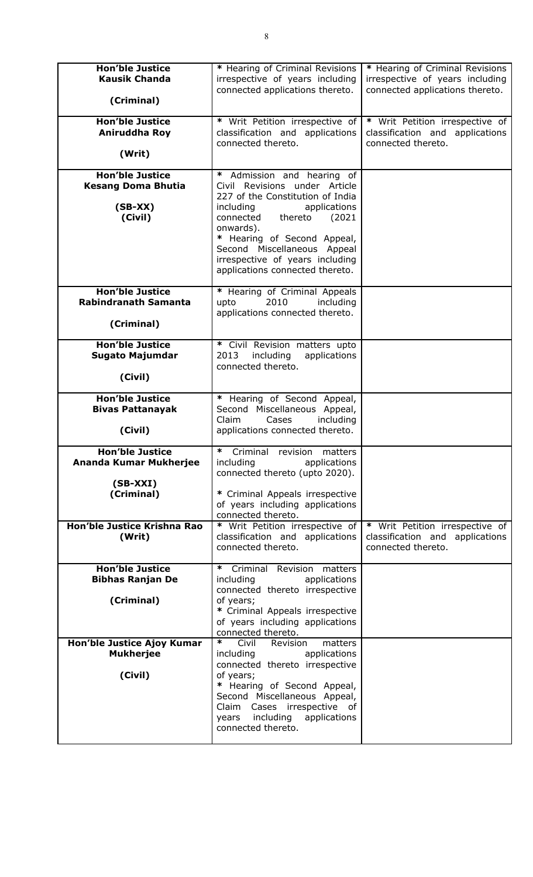| | | |
|---|---|---|
| **Hon'ble Justice Kausik Chanda**<br><br>**(Criminal)** | * Hearing of Criminal Revisions irrespective of years including connected applications thereto. | * Hearing of Criminal Revisions irrespective of years including connected applications thereto. |
| **Hon'ble Justice Aniruddha Roy**<br><br>**(Writ)** | * Writ Petition irrespective of classification and applications connected thereto. | * Writ Petition irrespective of classification and applications connected thereto. |
| **Hon'ble Justice Kesang Doma Bhutia**<br><br>**(SB-XX)**<br>**(Civil)** | * Admission and hearing of Civil Revisions under Article 227 of the Constitution of India including applications connected thereto (2021 onwards).<br>* Hearing of Second Appeal, Second Miscellaneous Appeal irrespective of years including applications connected thereto. | |
| **Hon'ble Justice Rabindranath Samanta**<br><br>**(Criminal)** | * Hearing of Criminal Appeals upto 2010 including applications connected thereto. | |
| **Hon'ble Justice Sugato Majumdar**<br><br>**(Civil)** | * Civil Revision matters upto 2013 including applications connected thereto. | |
| **Hon'ble Justice Bivas Pattanayak**<br><br>**(Civil)** | * Hearing of Second Appeal, Second Miscellaneous Appeal, Claim Cases including applications connected thereto. | |
| **Hon'ble Justice Ananda Kumar Mukherjee**<br><br>**(SB-XXI)**<br>**(Criminal)** | * Criminal revision matters including applications connected thereto (upto 2020).<br><br>* Criminal Appeals irrespective of years including applications connected thereto. | |
| **Hon'ble Justice Krishna Rao**<br>**(Writ)** | * Writ Petition irrespective of classification and applications connected thereto. | * Writ Petition irrespective of classification and applications connected thereto. |
| **Hon'ble Justice Bibhas Ranjan De**<br><br>**(Criminal)** | * Criminal Revision matters including applications connected thereto irrespective of years;<br>* Criminal Appeals irrespective of years including applications connected thereto. | |
| **Hon'ble Justice Ajoy Kumar Mukherjee**<br><br>**(Civil)** | * Civil Revision matters including applications connected thereto irrespective of years;<br>* Hearing of Second Appeal, Second Miscellaneous Appeal, Claim Cases irrespective of years including applications connected thereto. | |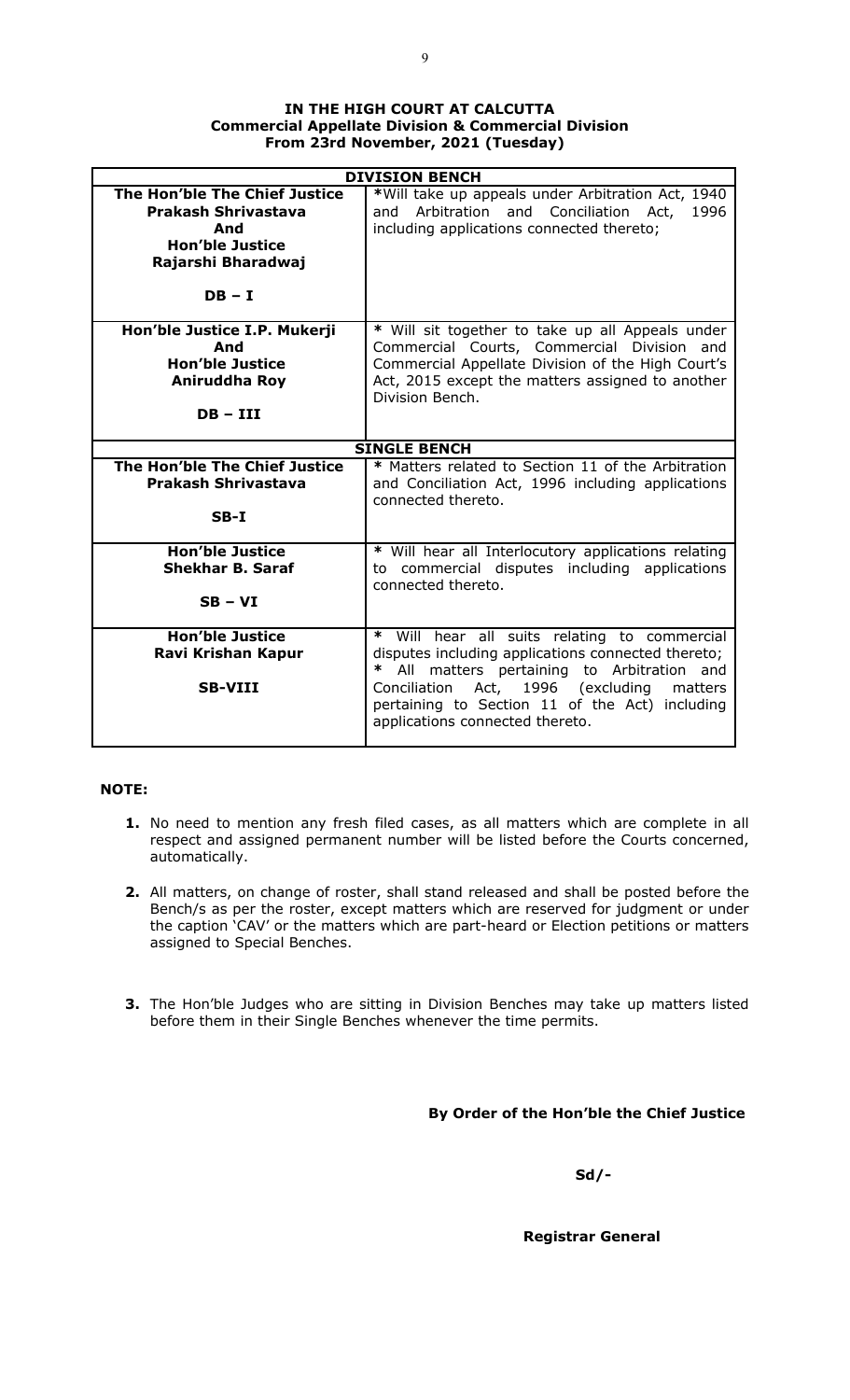**IN THE HIGH COURT AT CALCUTTA**
**Commercial Appellate Division & Commercial Division**
**From 23rd November, 2021 (Tuesday)**

| | |
|---|---|
| **DIVISION BENCH** | |
| **The Hon'ble The Chief Justice Prakash Shrivastava And Hon'ble Justice Rajarshi Bharadwaj**<br><br>**DB – I** | *Will take up appeals under Arbitration Act, 1940 and Arbitration and Conciliation Act, 1996 including applications connected thereto; |
| **Hon'ble Justice I.P. Mukerji And Hon'ble Justice Aniruddha Roy**<br><br>**DB – III** | * Will sit together to take up all Appeals under Commercial Courts, Commercial Division and Commercial Appellate Division of the High Court's Act, 2015 except the matters assigned to another Division Bench. |
| **SINGLE BENCH** | |
| **The Hon'ble The Chief Justice Prakash Shrivastava**<br><br>**SB-I** | * Matters related to Section 11 of the Arbitration and Conciliation Act, 1996 including applications connected thereto. |
| **Hon'ble Justice Shekhar B. Saraf**<br><br>**SB – VI** | * Will hear all Interlocutory applications relating to commercial disputes including applications connected thereto. |
| **Hon'ble Justice Ravi Krishan Kapur**<br><br>**SB-VIII** | * Will hear all suits relating to commercial disputes including applications connected thereto;<br>* All matters pertaining to Arbitration and Conciliation Act, 1996 (excluding matters pertaining to Section 11 of the Act) including applications connected thereto. |

**NOTE:**

1. No need to mention any fresh filed cases, as all matters which are complete in all respect and assigned permanent number will be listed before the Courts concerned, automatically.

2. All matters, on change of roster, shall stand released and shall be posted before the Bench/s as per the roster, except matters which are reserved for judgment or under the caption 'CAV' or the matters which are part-heard or Election petitions or matters assigned to Special Benches.

3. The Hon'ble Judges who are sitting in Division Benches may take up matters listed before them in their Single Benches whenever the time permits.

**By Order of the Hon'ble the Chief Justice**

**Sd/-**

**Registrar General**